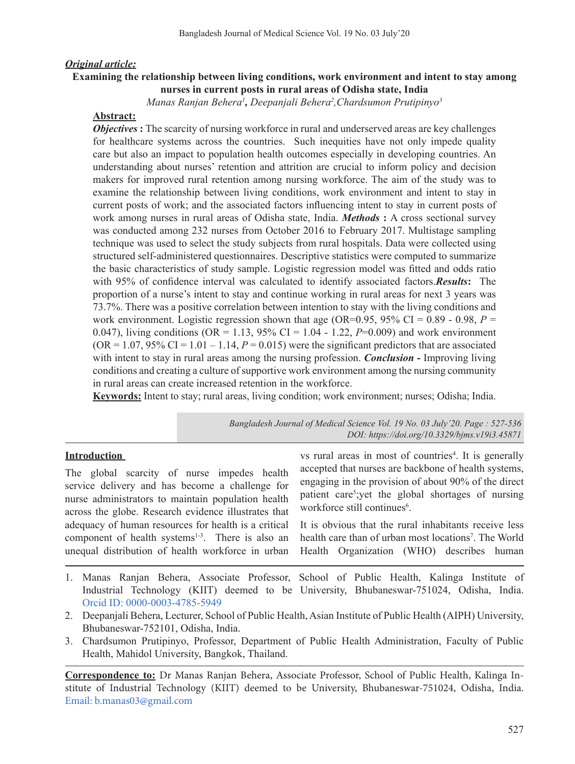***Original article:***

# Examining the relationship between living conditions, work environment and intent to stay among nurses in current posts in rural areas of Odisha state, India

*Manas Ranjan Behera[1], Deepanjali Behera[2], Chardsumon Prutipinyo[3]*

## Abstract:

***Objectives*** **:** The scarcity of nursing workforce in rural and underserved areas are key challenges for healthcare systems across the countries. Such inequities have not only impede quality care but also an impact to population health outcomes especially in developing countries. An understanding about nurses' retention and attrition are crucial to inform policy and decision makers for improved rural retention among nursing workforce. The aim of the study was to examine the relationship between living conditions, work environment and intent to stay in current posts of work; and the associated factors influencing intent to stay in current posts of work among nurses in rural areas of Odisha state, India. ***Methods*** **:** A cross sectional survey was conducted among 232 nurses from October 2016 to February 2017. Multistage sampling technique was used to select the study subjects from rural hospitals. Data were collected using structured self-administered questionnaires. Descriptive statistics were computed to summarize the basic characteristics of study sample. Logistic regression model was fitted and odds ratio with 95% of confidence interval was calculated to identify associated factors.***Results*****:** The proportion of a nurse's intent to stay and continue working in rural areas for next 3 years was 73.7%. There was a positive correlation between intention to stay with the living conditions and work environment. Logistic regression shown that age (OR=0.95, 95% CI = 0.89 - 0.98, $P$ = 0.047), living conditions (OR = 1.13, 95% CI = 1.04 - 1.22, $P$=0.009) and work environment (OR = 1.07, 95% CI = 1.01 – 1.14, $P$ = 0.015) were the significant predictors that are associated with intent to stay in rural areas among the nursing profession. ***Conclusion*** **-** Improving living conditions and creating a culture of supportive work environment among the nursing community in rural areas can create increased retention in the workforce.

**Keywords:** Intent to stay; rural areas, living condition; work environment; nurses; Odisha; India.

Bangladesh Journal of Medical Science Vol. 19 No. 03 July'20. Page : 527-536
DOI: https://doi.org/10.3329/bjms.v19i3.45871

## Introduction

The global scarcity of nurse impedes health service delivery and has become a challenge for nurse administrators to maintain population health across the globe. Research evidence illustrates that adequacy of human resources for health is a critical component of health systems[1-3]. There is also an unequal distribution of health workforce in urban vs rural areas in most of countries[4]. It is generally accepted that nurses are backbone of health systems, engaging in the provision of about 90% of the direct patient care[5];yet the global shortages of nursing workforce still continues[6].

It is obvious that the rural inhabitants receive less health care than of urban most locations[7]. The World Health Organization (WHO) describes human

1. Manas Ranjan Behera, Associate Professor, School of Public Health, Kalinga Institute of Industrial Technology (KIIT) deemed to be University, Bhubaneswar-751024, Odisha, India. Orcid ID: 0000-0003-4785-5949
2. Deepanjali Behera, Lecturer, School of Public Health, Asian Institute of Public Health (AIPH) University, Bhubaneswar-752101, Odisha, India.
3. Chardsumon Prutipinyo, Professor, Department of Public Health Administration, Faculty of Public Health, Mahidol University, Bangkok, Thailand.

**Correspondence to:** Dr Manas Ranjan Behera, Associate Professor, School of Public Health, Kalinga Institute of Industrial Technology (KIIT) deemed to be University, Bhubaneswar-751024, Odisha, India. Email: b.manas03@gmail.com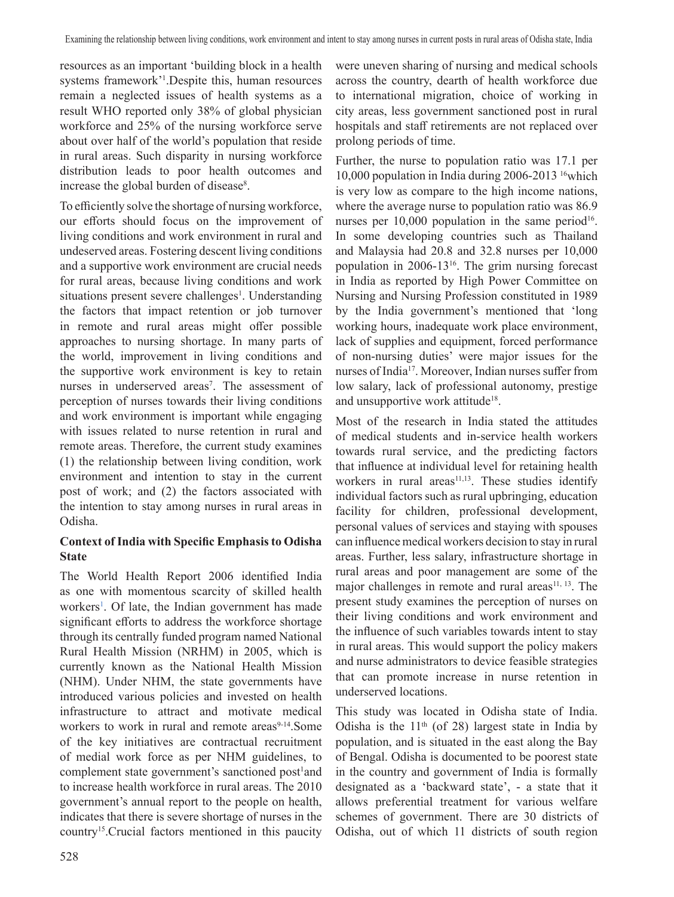resources as an important 'building block in a health systems framework'[1].Despite this, human resources remain a neglected issues of health systems as a result WHO reported only 38% of global physician workforce and 25% of the nursing workforce serve about over half of the world's population that reside in rural areas. Such disparity in nursing workforce distribution leads to poor health outcomes and increase the global burden of disease[8].

To efficiently solve the shortage of nursing workforce, our efforts should focus on the improvement of living conditions and work environment in rural and undeserved areas. Fostering descent living conditions and a supportive work environment are crucial needs for rural areas, because living conditions and work situations present severe challenges[1]. Understanding the factors that impact retention or job turnover in remote and rural areas might offer possible approaches to nursing shortage. In many parts of the world, improvement in living conditions and the supportive work environment is key to retain nurses in underserved areas[7]. The assessment of perception of nurses towards their living conditions and work environment is important while engaging with issues related to nurse retention in rural and remote areas. Therefore, the current study examines (1) the relationship between living condition, work environment and intention to stay in the current post of work; and (2) the factors associated with the intention to stay among nurses in rural areas in Odisha.

**Context of India with Specific Emphasis to Odisha State**

The World Health Report 2006 identified India as one with momentous scarcity of skilled health workers[1]. Of late, the Indian government has made significant efforts to address the workforce shortage through its centrally funded program named National Rural Health Mission (NRHM) in 2005, which is currently known as the National Health Mission (NHM). Under NHM, the state governments have introduced various policies and invested on health infrastructure to attract and motivate medical workers to work in rural and remote areas[9-14].Some of the key initiatives are contractual recruitment of medial work force as per NHM guidelines, to complement state government's sanctioned post[1]and to increase health workforce in rural areas. The 2010 government's annual report to the people on health, indicates that there is severe shortage of nurses in the country[15].Crucial factors mentioned in this paucity were uneven sharing of nursing and medical schools across the country, dearth of health workforce due to international migration, choice of working in city areas, less government sanctioned post in rural hospitals and staff retirements are not replaced over prolong periods of time.

Further, the nurse to population ratio was 17.1 per 10,000 population in India during 2006-2013 [16]which is very low as compare to the high income nations, where the average nurse to population ratio was 86.9 nurses per 10,000 population in the same period[16]. In some developing countries such as Thailand and Malaysia had 20.8 and 32.8 nurses per 10,000 population in 2006-13[16]. The grim nursing forecast in India as reported by High Power Committee on Nursing and Nursing Profession constituted in 1989 by the India government's mentioned that 'long working hours, inadequate work place environment, lack of supplies and equipment, forced performance of non-nursing duties' were major issues for the nurses of India[17]. Moreover, Indian nurses suffer from low salary, lack of professional autonomy, prestige and unsupportive work attitude[18].

Most of the research in India stated the attitudes of medical students and in-service health workers towards rural service, and the predicting factors that influence at individual level for retaining health workers in rural areas[11,13]. These studies identify individual factors such as rural upbringing, education facility for children, professional development, personal values of services and staying with spouses can influence medical workers decision to stay in rural areas. Further, less salary, infrastructure shortage in rural areas and poor management are some of the major challenges in remote and rural areas[11, 13]. The present study examines the perception of nurses on their living conditions and work environment and the influence of such variables towards intent to stay in rural areas. This would support the policy makers and nurse administrators to device feasible strategies that can promote increase in nurse retention in underserved locations.

This study was located in Odisha state of India. Odisha is the 11th (of 28) largest state in India by population, and is situated in the east along the Bay of Bengal. Odisha is documented to be poorest state in the country and government of India is formally designated as a 'backward state', - a state that it allows preferential treatment for various welfare schemes of government. There are 30 districts of Odisha, out of which 11 districts of south region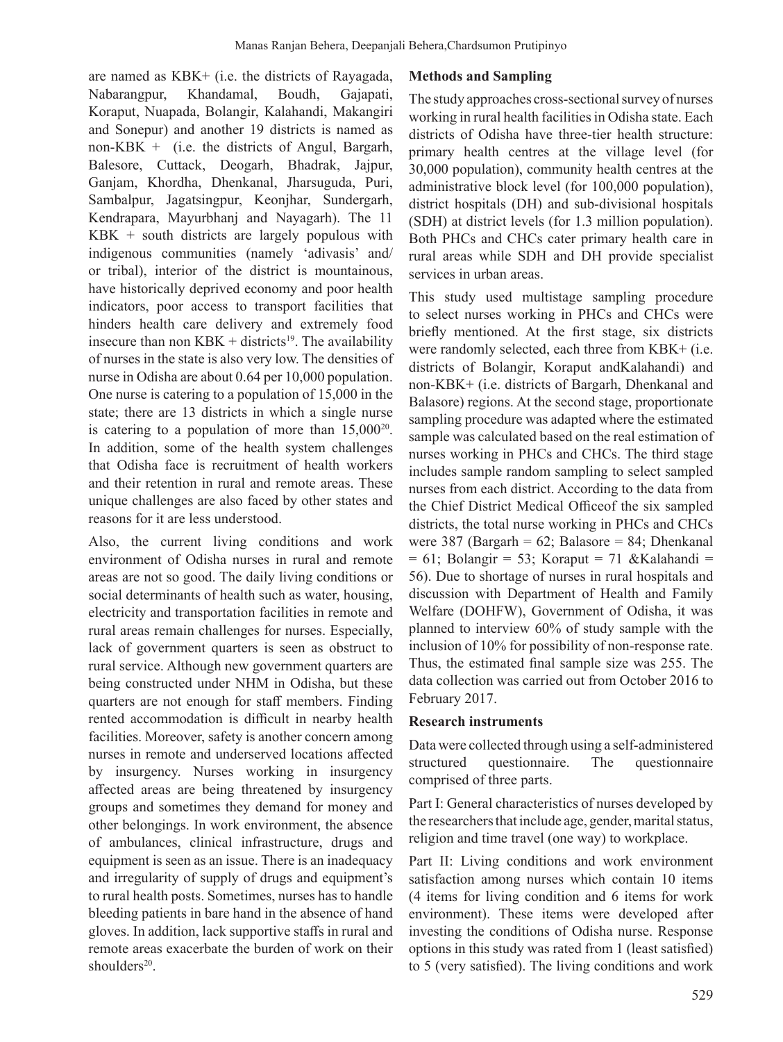are named as KBK+ (i.e. the districts of Rayagada, Nabarangpur, Khandamal, Boudh, Gajapati, Koraput, Nuapada, Bolangir, Kalahandi, Makangiri and Sonepur) and another 19 districts is named as non-KBK + (i.e. the districts of Angul, Bargarh, Balesore, Cuttack, Deogarh, Bhadrak, Jajpur, Ganjam, Khordha, Dhenkanal, Jharsuguda, Puri, Sambalpur, Jagatsingpur, Keonjhar, Sundergarh, Kendrapara, Mayurbhanj and Nayagarh). The 11 KBK + south districts are largely populous with indigenous communities (namely 'adivasis' and/ or tribal), interior of the district is mountainous, have historically deprived economy and poor health indicators, poor access to transport facilities that hinders health care delivery and extremely food insecure than non KBK + districts[19]. The availability of nurses in the state is also very low. The densities of nurse in Odisha are about 0.64 per 10,000 population. One nurse is catering to a population of 15,000 in the state; there are 13 districts in which a single nurse is catering to a population of more than 15,000[20]. In addition, some of the health system challenges that Odisha face is recruitment of health workers and their retention in rural and remote areas. These unique challenges are also faced by other states and reasons for it are less understood.

Also, the current living conditions and work environment of Odisha nurses in rural and remote areas are not so good. The daily living conditions or social determinants of health such as water, housing, electricity and transportation facilities in remote and rural areas remain challenges for nurses. Especially, lack of government quarters is seen as obstruct to rural service. Although new government quarters are being constructed under NHM in Odisha, but these quarters are not enough for staff members. Finding rented accommodation is difficult in nearby health facilities. Moreover, safety is another concern among nurses in remote and underserved locations affected by insurgency. Nurses working in insurgency affected areas are being threatened by insurgency groups and sometimes they demand for money and other belongings. In work environment, the absence of ambulances, clinical infrastructure, drugs and equipment is seen as an issue. There is an inadequacy and irregularity of supply of drugs and equipment's to rural health posts. Sometimes, nurses has to handle bleeding patients in bare hand in the absence of hand gloves. In addition, lack supportive staffs in rural and remote areas exacerbate the burden of work on their shoulders[20].

**Methods and Sampling**

The study approaches cross-sectional survey of nurses working in rural health facilities in Odisha state. Each districts of Odisha have three-tier health structure: primary health centres at the village level (for 30,000 population), community health centres at the administrative block level (for 100,000 population), district hospitals (DH) and sub-divisional hospitals (SDH) at district levels (for 1.3 million population). Both PHCs and CHCs cater primary health care in rural areas while SDH and DH provide specialist services in urban areas.

This study used multistage sampling procedure to select nurses working in PHCs and CHCs were briefly mentioned. At the first stage, six districts were randomly selected, each three from KBK+ (i.e. districts of Bolangir, Koraput andKalahandi) and non-KBK+ (i.e. districts of Bargarh, Dhenkanal and Balasore) regions. At the second stage, proportionate sampling procedure was adapted where the estimated sample was calculated based on the real estimation of nurses working in PHCs and CHCs. The third stage includes sample random sampling to select sampled nurses from each district. According to the data from the Chief District Medical Officeof the six sampled districts, the total nurse working in PHCs and CHCs were 387 (Bargarh = 62; Balasore = 84; Dhenkanal = 61; Bolangir = 53; Koraput = 71 &Kalahandi = 56). Due to shortage of nurses in rural hospitals and discussion with Department of Health and Family Welfare (DOHFW), Government of Odisha, it was planned to interview 60% of study sample with the inclusion of 10% for possibility of non-response rate. Thus, the estimated final sample size was 255. The data collection was carried out from October 2016 to February 2017.

**Research instruments**

Data were collected through using a self-administered structured questionnaire. The questionnaire comprised of three parts.

Part I: General characteristics of nurses developed by the researchers that include age, gender, marital status, religion and time travel (one way) to workplace.

Part II: Living conditions and work environment satisfaction among nurses which contain 10 items (4 items for living condition and 6 items for work environment). These items were developed after investing the conditions of Odisha nurse. Response options in this study was rated from 1 (least satisfied) to 5 (very satisfied). The living conditions and work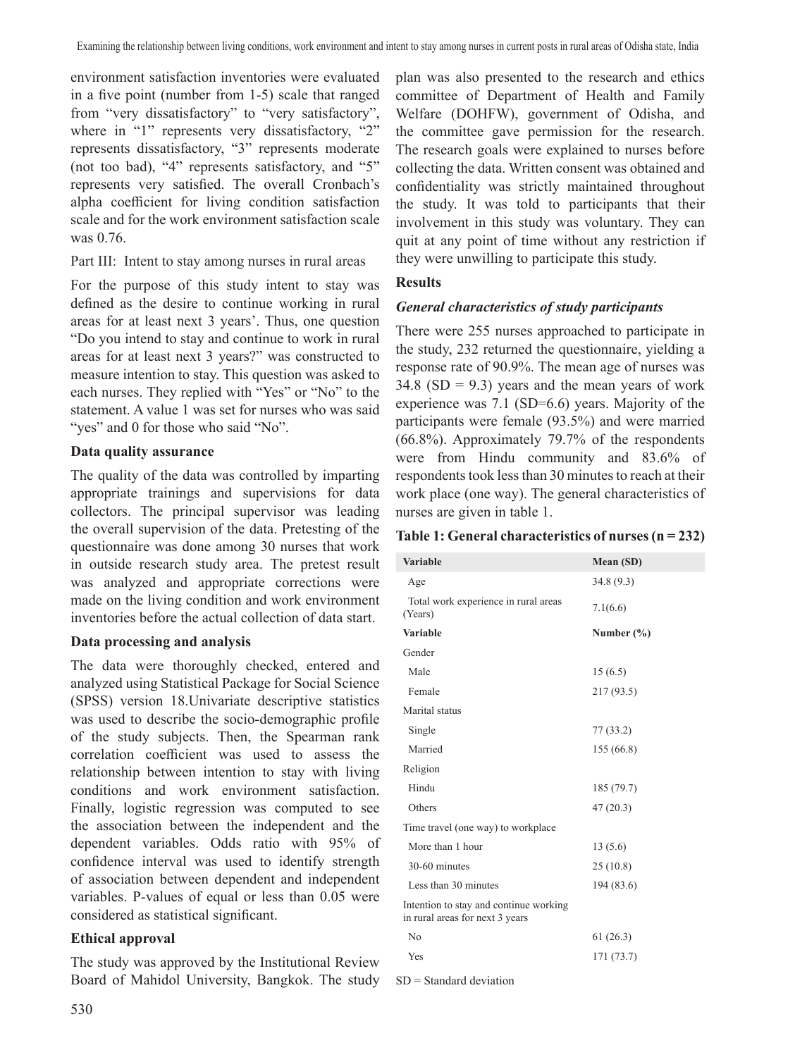environment satisfaction inventories were evaluated in a five point (number from 1-5) scale that ranged from "very dissatisfactory" to "very satisfactory", where in "1" represents very dissatisfactory, "2" represents dissatisfactory, "3" represents moderate (not too bad), "4" represents satisfactory, and "5" represents very satisfied. The overall Cronbach's alpha coefficient for living condition satisfaction scale and for the work environment satisfaction scale was 0.76.

Part III: Intent to stay among nurses in rural areas

For the purpose of this study intent to stay was defined as the desire to continue working in rural areas for at least next 3 years'. Thus, one question "Do you intend to stay and continue to work in rural areas for at least next 3 years?" was constructed to measure intention to stay. This question was asked to each nurses. They replied with "Yes" or "No" to the statement. A value 1 was set for nurses who was said "yes" and 0 for those who said "No".

**Data quality assurance**

The quality of the data was controlled by imparting appropriate trainings and supervisions for data collectors. The principal supervisor was leading the overall supervision of the data. Pretesting of the questionnaire was done among 30 nurses that work in outside research study area. The pretest result was analyzed and appropriate corrections were made on the living condition and work environment inventories before the actual collection of data start.

**Data processing and analysis**

The data were thoroughly checked, entered and analyzed using Statistical Package for Social Science (SPSS) version 18.Univariate descriptive statistics was used to describe the socio-demographic profile of the study subjects. Then, the Spearman rank correlation coefficient was used to assess the relationship between intention to stay with living conditions and work environment satisfaction. Finally, logistic regression was computed to see the association between the independent and the dependent variables. Odds ratio with 95% of confidence interval was used to identify strength of association between dependent and independent variables. P-values of equal or less than 0.05 were considered as statistical significant.

**Ethical approval**

The study was approved by the Institutional Review Board of Mahidol University, Bangkok. The study plan was also presented to the research and ethics committee of Department of Health and Family Welfare (DOHFW), government of Odisha, and the committee gave permission for the research. The research goals were explained to nurses before collecting the data. Written consent was obtained and confidentiality was strictly maintained throughout the study. It was told to participants that their involvement in this study was voluntary. They can quit at any point of time without any restriction if they were unwilling to participate this study.

**Results**

***General characteristics of study participants***

There were 255 nurses approached to participate in the study, 232 returned the questionnaire, yielding a response rate of 90.9%. The mean age of nurses was 34.8 (SD = 9.3) years and the mean years of work experience was 7.1 (SD=6.6) years. Majority of the participants were female (93.5%) and were married (66.8%). Approximately 79.7% of the respondents were from Hindu community and 83.6% of respondents took less than 30 minutes to reach at their work place (one way). The general characteristics of nurses are given in table 1.

**Table 1: General characteristics of nurses (n = 232)**

| Variable | Mean (SD) |
|---|---|
| Age | 34.8 (9.3) |
| Total work experience in rural areas (Years) | 7.1(6.6) |
| **Variable** | **Number (%)** |
| Gender | |
| Male | 15 (6.5) |
| Female | 217 (93.5) |
| Marital status | |
| Single | 77 (33.2) |
| Married | 155 (66.8) |
| Religion | |
| Hindu | 185 (79.7) |
| Others | 47 (20.3) |
| Time travel (one way) to workplace | |
| More than 1 hour | 13 (5.6) |
| 30-60 minutes | 25 (10.8) |
| Less than 30 minutes | 194 (83.6) |
| Intention to stay and continue working in rural areas for next 3 years | |
| No | 61 (26.3) |
| Yes | 171 (73.7) |

SD = Standard deviation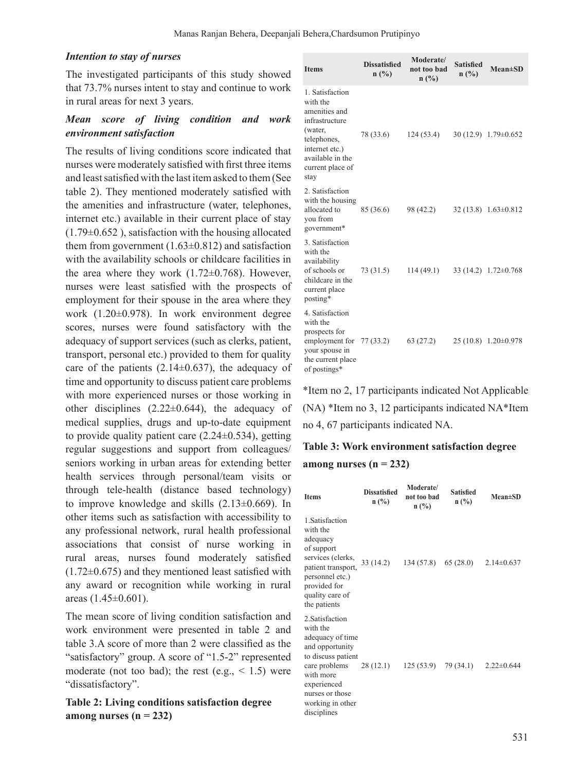### *Intention to stay of nurses*

The investigated participants of this study showed that 73.7% nurses intent to stay and continue to work in rural areas for next 3 years.

### *Mean score of living condition and work environment satisfaction*

The results of living conditions score indicated that nurses were moderately satisfied with first three items and least satisfied with the last item asked to them (See table 2). They mentioned moderately satisfied with the amenities and infrastructure (water, telephones, internet etc.) available in their current place of stay (1.79±0.652 ), satisfaction with the housing allocated them from government (1.63±0.812) and satisfaction with the availability schools or childcare facilities in the area where they work (1.72±0.768). However, nurses were least satisfied with the prospects of employment for their spouse in the area where they work (1.20±0.978). In work environment degree scores, nurses were found satisfactory with the adequacy of support services (such as clerks, patient, transport, personal etc.) provided to them for quality care of the patients (2.14±0.637), the adequacy of time and opportunity to discuss patient care problems with more experienced nurses or those working in other disciplines (2.22±0.644), the adequacy of medical supplies, drugs and up-to-date equipment to provide quality patient care (2.24±0.534), getting regular suggestions and support from colleagues/ seniors working in urban areas for extending better health services through personal/team visits or through tele-health (distance based technology) to improve knowledge and skills (2.13±0.669). In other items such as satisfaction with accessibility to any professional network, rural health professional associations that consist of nurse working in rural areas, nurses found moderately satisfied (1.72±0.675) and they mentioned least satisfied with any award or recognition while working in rural areas (1.45±0.601).

The mean score of living condition satisfaction and work environment were presented in table 2 and table 3.A score of more than 2 were classified as the "satisfactory" group. A score of "1.5-2" represented moderate (not too bad); the rest (e.g., < 1.5) were "dissatisfactory".

**Table 2: Living conditions satisfaction degree among nurses (n = 232)**

| Items | Dissatisfied n (%) | Moderate/ not too bad n (%) | Satisfied n (%) | Mean±SD |
|---|---|---|---|---|
| 1. Satisfaction with the amenities and infrastructure (water, telephones, internet etc.) available in the current place of stay | 78 (33.6) | 124 (53.4) | 30 (12.9) | 1.79±0.652 |
| 2. Satisfaction with the housing allocated to you from government* | 85 (36.6) | 98 (42.2) | 32 (13.8) | 1.63±0.812 |
| 3. Satisfaction with the availability of schools or childcare in the current place posting* | 73 (31.5) | 114 (49.1) | 33 (14.2) | 1.72±0.768 |
| 4. Satisfaction with the prospects for employment for your spouse in the current place of postings* | 77 (33.2) | 63 (27.2) | 25 (10.8) | 1.20±0.978 |

*Item no 2, 17 participants indicated Not Applicable (NA) *Item no 3, 12 participants indicated NA*Item no 4, 67 participants indicated NA.

**Table 3: Work environment satisfaction degree among nurses (n = 232)**

| Items | Dissatisfied n (%) | Moderate/ not too bad n (%) | Satisfied n (%) | Mean±SD |
|---|---|---|---|---|
| 1.Satisfaction with the adequacy of support services (clerks, patient transport, personnel etc.) provided for quality care of the patients | 33 (14.2) | 134 (57.8) | 65 (28.0) | 2.14±0.637 |
| 2.Satisfaction with the adequacy of time and opportunity to discuss patient care problems with more experienced nurses or those working in other disciplines | 28 (12.1) | 125 (53.9) | 79 (34.1) | 2.22±0.644 |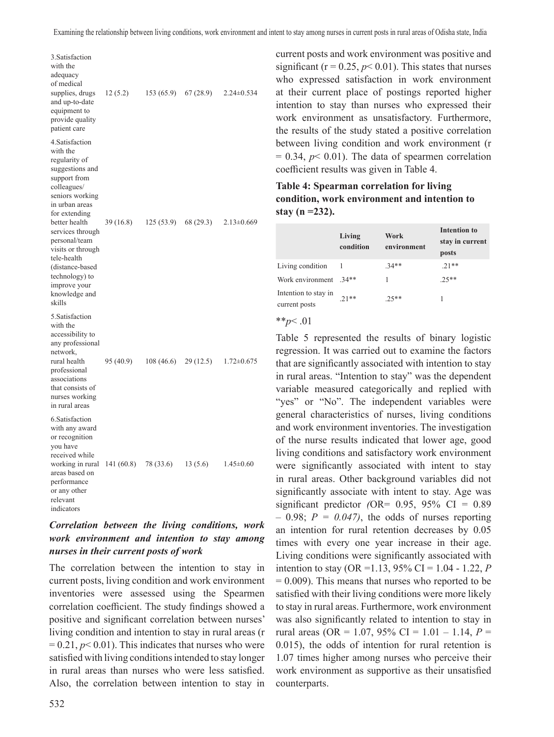| | | | | |
|---|---|---|---|---|
| 3.Satisfaction with the adequacy of medical supplies, drugs and up-to-date equipment to provide quality patient care | 12 (5.2) | 153 (65.9) | 67 (28.9) | 2.24±0.534 |
| 4.Satisfaction with the regularity of suggestions and support from colleagues/ seniors working in urban areas for extending better health services through personal/team visits or through tele-health (distance-based technology) to improve your knowledge and skills | 39 (16.8) | 125 (53.9) | 68 (29.3) | 2.13±0.669 |
| 5.Satisfaction with the accessibility to any professional network, rural health professional associations that consists of nurses working in rural areas | 95 (40.9) | 108 (46.6) | 29 (12.5) | 1.72±0.675 |
| 6.Satisfaction with any award or recognition you have received while working in rural areas based on performance or any other relevant indicators | 141 (60.8) | 78 (33.6) | 13 (5.6) | 1.45±0.60 |

### *Correlation between the living conditions, work work environment and intention to stay among nurses in their current posts of work*

The correlation between the intention to stay in current posts, living condition and work environment inventories were assessed using the Spearmen correlation coefficient. The study findings showed a positive and significant correlation between nurses' living condition and intention to stay in rural areas ($r = 0.21$, $p < 0.01$). This indicates that nurses who were satisfied with living conditions intended to stay longer in rural areas than nurses who were less satisfied. Also, the correlation between intention to stay in current posts and work environment was positive and significant ($r = 0.25$, $p < 0.01$). This states that nurses who expressed satisfaction in work environment at their current place of postings reported higher intention to stay than nurses who expressed their work environment as unsatisfactory. Furthermore, the results of the study stated a positive correlation between living condition and work environment ($r = 0.34$, $p < 0.01$). The data of spearmen correlation coefficient results was given in Table 4.

**Table 4: Spearman correlation for living condition, work environment and intention to stay (n =232).**

| | Living condition | Work environment | Intention to stay in current posts |
|---|---|---|---|
| Living condition | 1 | .34** | .21** |
| Work environment | .34** | 1 | .25** |
| Intention to stay in current posts | .21** | .25** | 1 |

**$p < .01$

Table 5 represented the results of binary logistic regression. It was carried out to examine the factors that are significantly associated with intention to stay in rural areas. "Intention to stay" was the dependent variable measured categorically and replied with "yes" or "No". The independent variables were general characteristics of nurses, living conditions and work environment inventories. The investigation of the nurse results indicated that lower age, good living conditions and satisfactory work environment were significantly associated with intent to stay in rural areas. Other background variables did not significantly associate with intent to stay. Age was significant predictor *(*OR= 0.95, 95% CI = 0.89 – 0.98; *P = 0.047)*, the odds of nurses reporting an intention for rural retention decreases by 0.05 times with every one year increase in their age. Living conditions were significantly associated with intention to stay (OR =1.13, 95% CI = 1.04 - 1.22, *P* = 0.009). This means that nurses who reported to be satisfied with their living conditions were more likely to stay in rural areas. Furthermore, work environment was also significantly related to intention to stay in rural areas (OR = 1.07, 95% CI = 1.01 – 1.14, *P* = 0.015), the odds of intention for rural retention is 1.07 times higher among nurses who perceive their work environment as supportive as their unsatisfied counterparts.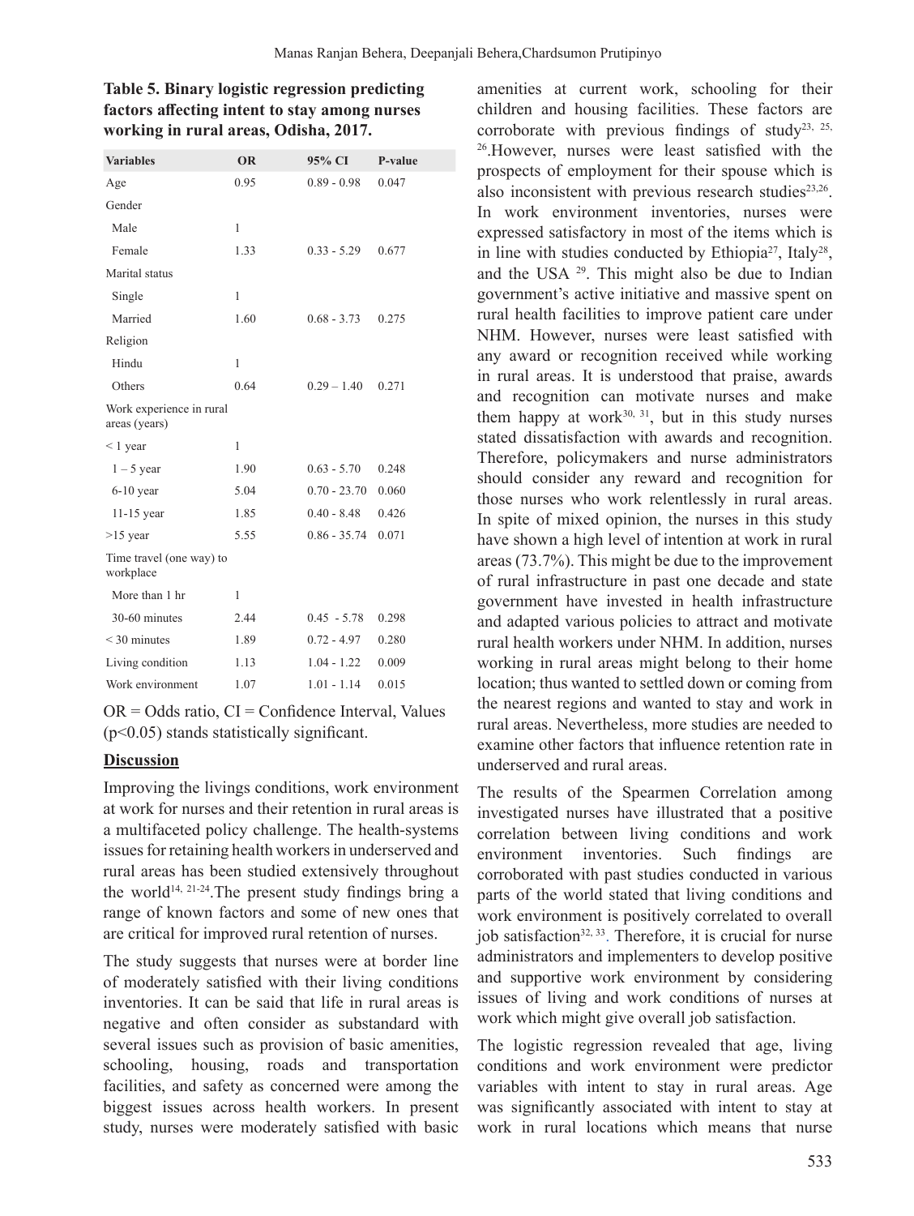**Table 5. Binary logistic regression predicting factors affecting intent to stay among nurses working in rural areas, Odisha, 2017.**

| Variables | OR | 95% CI | P-value |
|---|---|---|---|
| Age | 0.95 | 0.89 - 0.98 | 0.047 |
| Gender | | | |
| Male | 1 | | |
| Female | 1.33 | 0.33 - 5.29 | 0.677 |
| Marital status | | | |
| Single | 1 | | |
| Married | 1.60 | 0.68 - 3.73 | 0.275 |
| Religion | | | |
| Hindu | 1 | | |
| Others | 0.64 | 0.29 – 1.40 | 0.271 |
| Work experience in rural areas (years) | | | |
| < 1 year | 1 | | |
| 1 – 5 year | 1.90 | 0.63 - 5.70 | 0.248 |
| 6-10 year | 5.04 | 0.70 - 23.70 | 0.060 |
| 11-15 year | 1.85 | 0.40 - 8.48 | 0.426 |
| >15 year | 5.55 | 0.86 - 35.74 | 0.071 |
| Time travel (one way) to workplace | | | |
| More than 1 hr | 1 | | |
| 30-60 minutes | 2.44 | 0.45 - 5.78 | 0.298 |
| < 30 minutes | 1.89 | 0.72 - 4.97 | 0.280 |
| Living condition | 1.13 | 1.04 - 1.22 | 0.009 |
| Work environment | 1.07 | 1.01 - 1.14 | 0.015 |

OR = Odds ratio, CI = Confidence Interval, Values ($p<0.05$) stands statistically significant.

## Discussion

Improving the livings conditions, work environment at work for nurses and their retention in rural areas is a multifaceted policy challenge. The health-systems issues for retaining health workers in underserved and rural areas has been studied extensively throughout the world[14, 21-24].The present study findings bring a range of known factors and some of new ones that are critical for improved rural retention of nurses.

The study suggests that nurses were at border line of moderately satisfied with their living conditions inventories. It can be said that life in rural areas is negative and often consider as substandard with several issues such as provision of basic amenities, schooling, housing, roads and transportation facilities, and safety as concerned were among the biggest issues across health workers. In present study, nurses were moderately satisfied with basic amenities at current work, schooling for their children and housing facilities. These factors are corroborate with previous findings of study[23, 25, 26].However, nurses were least satisfied with the prospects of employment for their spouse which is also inconsistent with previous research studies[23,26]. In work environment inventories, nurses were expressed satisfactory in most of the items which is in line with studies conducted by Ethiopia[27], Italy[28], and the USA [29]. This might also be due to Indian government's active initiative and massive spent on rural health facilities to improve patient care under NHM. However, nurses were least satisfied with any award or recognition received while working in rural areas. It is understood that praise, awards and recognition can motivate nurses and make them happy at work[30, 31], but in this study nurses stated dissatisfaction with awards and recognition. Therefore, policymakers and nurse administrators should consider any reward and recognition for those nurses who work relentlessly in rural areas. In spite of mixed opinion, the nurses in this study have shown a high level of intention at work in rural areas (73.7%). This might be due to the improvement of rural infrastructure in past one decade and state government have invested in health infrastructure and adapted various policies to attract and motivate rural health workers under NHM. In addition, nurses working in rural areas might belong to their home location; thus wanted to settled down or coming from the nearest regions and wanted to stay and work in rural areas. Nevertheless, more studies are needed to examine other factors that influence retention rate in underserved and rural areas.

The results of the Spearmen Correlation among investigated nurses have illustrated that a positive correlation between living conditions and work environment inventories. Such findings are corroborated with past studies conducted in various parts of the world stated that living conditions and work environment is positively correlated to overall job satisfaction[32, 33]. Therefore, it is crucial for nurse administrators and implementers to develop positive and supportive work environment by considering issues of living and work conditions of nurses at work which might give overall job satisfaction.

The logistic regression revealed that age, living conditions and work environment were predictor variables with intent to stay in rural areas. Age was significantly associated with intent to stay at work in rural locations which means that nurse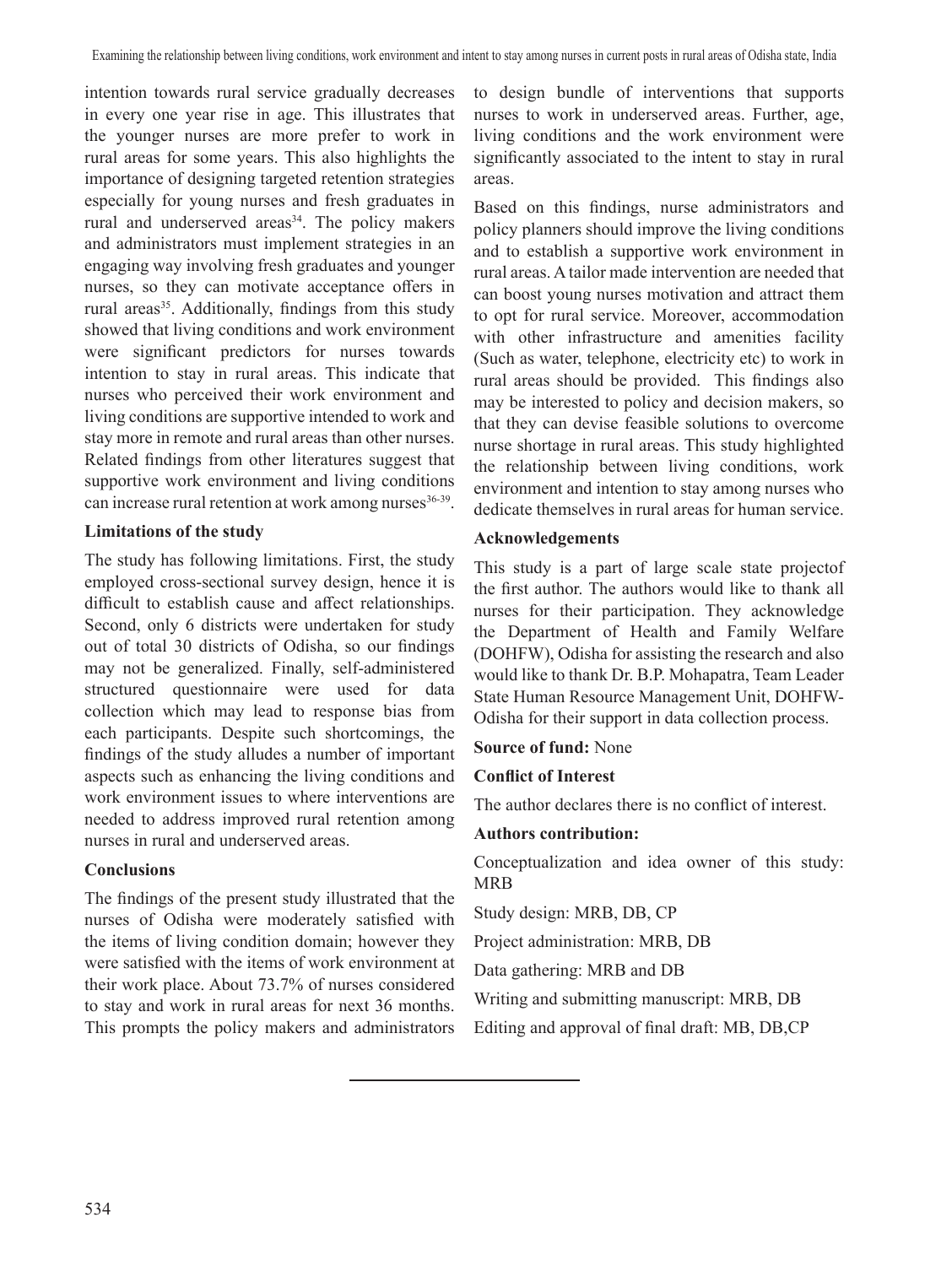intention towards rural service gradually decreases in every one year rise in age. This illustrates that the younger nurses are more prefer to work in rural areas for some years. This also highlights the importance of designing targeted retention strategies especially for young nurses and fresh graduates in rural and underserved areas[34]. The policy makers and administrators must implement strategies in an engaging way involving fresh graduates and younger nurses, so they can motivate acceptance offers in rural areas[35]. Additionally, findings from this study showed that living conditions and work environment were significant predictors for nurses towards intention to stay in rural areas. This indicate that nurses who perceived their work environment and living conditions are supportive intended to work and stay more in remote and rural areas than other nurses. Related findings from other literatures suggest that supportive work environment and living conditions can increase rural retention at work among nurses[36-39].

**Limitations of the study**

The study has following limitations. First, the study employed cross-sectional survey design, hence it is difficult to establish cause and affect relationships. Second, only 6 districts were undertaken for study out of total 30 districts of Odisha, so our findings may not be generalized. Finally, self-administered structured questionnaire were used for data collection which may lead to response bias from each participants. Despite such shortcomings, the findings of the study alludes a number of important aspects such as enhancing the living conditions and work environment issues to where interventions are needed to address improved rural retention among nurses in rural and underserved areas.

**Conclusions**

The findings of the present study illustrated that the nurses of Odisha were moderately satisfied with the items of living condition domain; however they were satisfied with the items of work environment at their work place. About 73.7% of nurses considered to stay and work in rural areas for next 36 months. This prompts the policy makers and administrators to design bundle of interventions that supports nurses to work in underserved areas. Further, age, living conditions and the work environment were significantly associated to the intent to stay in rural areas.

Based on this findings, nurse administrators and policy planners should improve the living conditions and to establish a supportive work environment in rural areas. A tailor made intervention are needed that can boost young nurses motivation and attract them to opt for rural service. Moreover, accommodation with other infrastructure and amenities facility (Such as water, telephone, electricity etc) to work in rural areas should be provided. This findings also may be interested to policy and decision makers, so that they can devise feasible solutions to overcome nurse shortage in rural areas. This study highlighted the relationship between living conditions, work environment and intention to stay among nurses who dedicate themselves in rural areas for human service.

**Acknowledgements**

This study is a part of large scale state projectof the first author. The authors would like to thank all nurses for their participation. They acknowledge the Department of Health and Family Welfare (DOHFW), Odisha for assisting the research and also would like to thank Dr. B.P. Mohapatra, Team Leader State Human Resource Management Unit, DOHFW-Odisha for their support in data collection process.

**Source of fund:** None

**Conflict of Interest**

The author declares there is no conflict of interest.

**Authors contribution:**

Conceptualization and idea owner of this study: MRB

Study design: MRB, DB, CP

Project administration: MRB, DB

Data gathering: MRB and DB

Writing and submitting manuscript: MRB, DB

Editing and approval of final draft: MB, DB,CP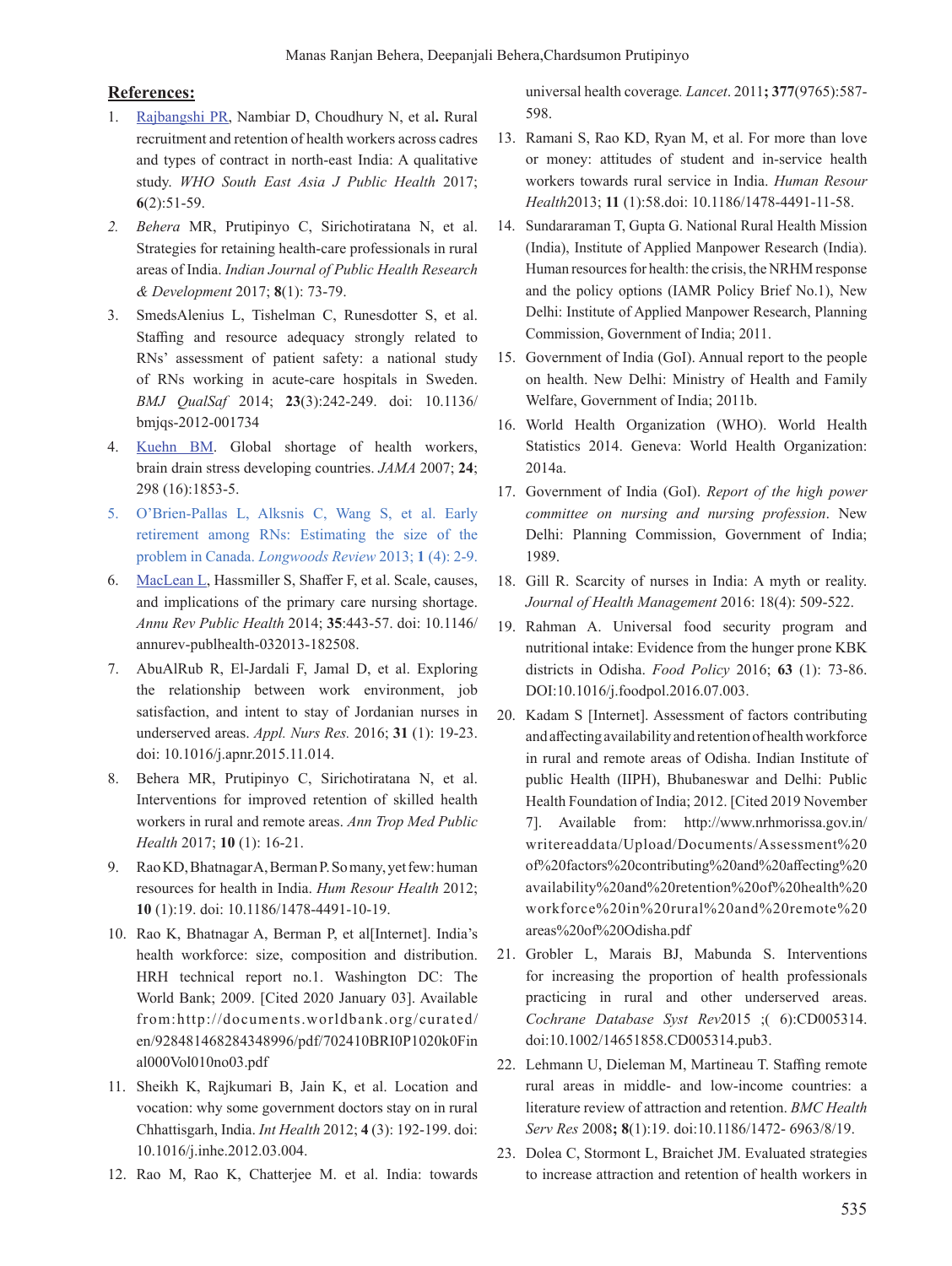## References:

1. Rajbangshi PR, Nambiar D, Choudhury N, et al**.** Rural recruitment and retention of health workers across cadres and types of contract in north-east India: A qualitative study. *WHO South East Asia J Public Health* 2017; **6**(2):51-59.
2. *Behera* MR, Prutipinyo C, Sirichotiratana N, et al. Strategies for retaining health-care professionals in rural areas of India. *Indian Journal of Public Health Research & Development* 2017; **8**(1): 73-79.
3. SmedsAlenius L, Tishelman C, Runesdotter S, et al. Staffing and resource adequacy strongly related to RNs' assessment of patient safety: a national study of RNs working in acute-care hospitals in Sweden. *BMJ QualSaf* 2014; **23**(3):242-249. doi: 10.1136/bmjqs-2012-001734
4. Kuehn BM. Global shortage of health workers, brain drain stress developing countries. *JAMA* 2007; **24**; 298 (16):1853-5.
5. O'Brien-Pallas L, Alksnis C, Wang S, et al. Early retirement among RNs: Estimating the size of the problem in Canada. *Longwoods Review* 2013; **1** (4): 2-9.
6. MacLean L, Hassmiller S, Shaffer F, et al. Scale, causes, and implications of the primary care nursing shortage. *Annu Rev Public Health* 2014; **35**:443-57. doi: 10.1146/annurev-publhealth-032013-182508.
7. AbuAlRub R, El-Jardali F, Jamal D, et al. Exploring the relationship between work environment, job satisfaction, and intent to stay of Jordanian nurses in underserved areas. *Appl. Nurs Res.* 2016; **31** (1): 19-23. doi: 10.1016/j.apnr.2015.11.014.
8. Behera MR, Prutipinyo C, Sirichotiratana N, et al. Interventions for improved retention of skilled health workers in rural and remote areas. *Ann Trop Med Public Health* 2017; **10** (1): 16-21.
9. Rao KD, Bhatnagar A, Berman P. So many, yet few: human resources for health in India. *Hum Resour Health* 2012; **10** (1):19. doi: 10.1186/1478-4491-10-19.
10. Rao K, Bhatnagar A, Berman P, et al[Internet]. India's health workforce: size, composition and distribution. HRH technical report no.1. Washington DC: The World Bank; 2009. [Cited 2020 January 03]. Available from:http://documents.worldbank.org/curated/en/928481468284348996/pdf/702410BRI0P1020k0Final000Vol010no03.pdf
11. Sheikh K, Rajkumari B, Jain K, et al. Location and vocation: why some government doctors stay on in rural Chhattisgarh, India. *Int Health* 2012; **4** (3): 192-199. doi: 10.1016/j.inhe.2012.03.004.
12. Rao M, Rao K, Chatterjee M. et al. India: towards universal health coverage*. Lancet*. 2011**; 377**(9765):587-598.
13. Ramani S, Rao KD, Ryan M, et al. For more than love or money: attitudes of student and in-service health workers towards rural service in India. *Human Resour Health*2013; **11** (1):58.doi: 10.1186/1478-4491-11-58.
14. Sundararaman T, Gupta G. National Rural Health Mission (India), Institute of Applied Manpower Research (India). Human resources for health: the crisis, the NRHM response and the policy options (IAMR Policy Brief No.1), New Delhi: Institute of Applied Manpower Research, Planning Commission, Government of India; 2011.
15. Government of India (GoI). Annual report to the people on health. New Delhi: Ministry of Health and Family Welfare, Government of India; 2011b.
16. World Health Organization (WHO). World Health Statistics 2014. Geneva: World Health Organization: 2014a.
17. Government of India (GoI). *Report of the high power committee on nursing and nursing profession*. New Delhi: Planning Commission, Government of India; 1989.
18. Gill R. Scarcity of nurses in India: A myth or reality. *Journal of Health Management* 2016: 18(4): 509-522.
19. Rahman A. Universal food security program and nutritional intake: Evidence from the hunger prone KBK districts in Odisha. *Food Policy* 2016; **63** (1): 73-86. DOI:10.1016/j.foodpol.2016.07.003.
20. Kadam S [Internet]. Assessment of factors contributing and affecting availability and retention of health workforce in rural and remote areas of Odisha. Indian Institute of public Health (IIPH), Bhubaneswar and Delhi: Public Health Foundation of India; 2012. [Cited 2019 November 7]. Available from: http://www.nrhmorissa.gov.in/writereaddata/Upload/Documents/Assessment%20of%20factors%20contributing%20and%20affecting%20availability%20and%20retention%20of%20health%20workforce%20in%20rural%20and%20remote%20areas%20of%20Odisha.pdf
21. Grobler L, Marais BJ, Mabunda S. Interventions for increasing the proportion of health professionals practicing in rural and other underserved areas. *Cochrane Database Syst Rev*2015 ;( 6):CD005314. doi:10.1002/14651858.CD005314.pub3.
22. Lehmann U, Dieleman M, Martineau T. Staffing remote rural areas in middle- and low-income countries: a literature review of attraction and retention. *BMC Health Serv Res* 2008**; 8**(1):19. doi:10.1186/1472- 6963/8/19.
23. Dolea C, Stormont L, Braichet JM. Evaluated strategies to increase attraction and retention of health workers in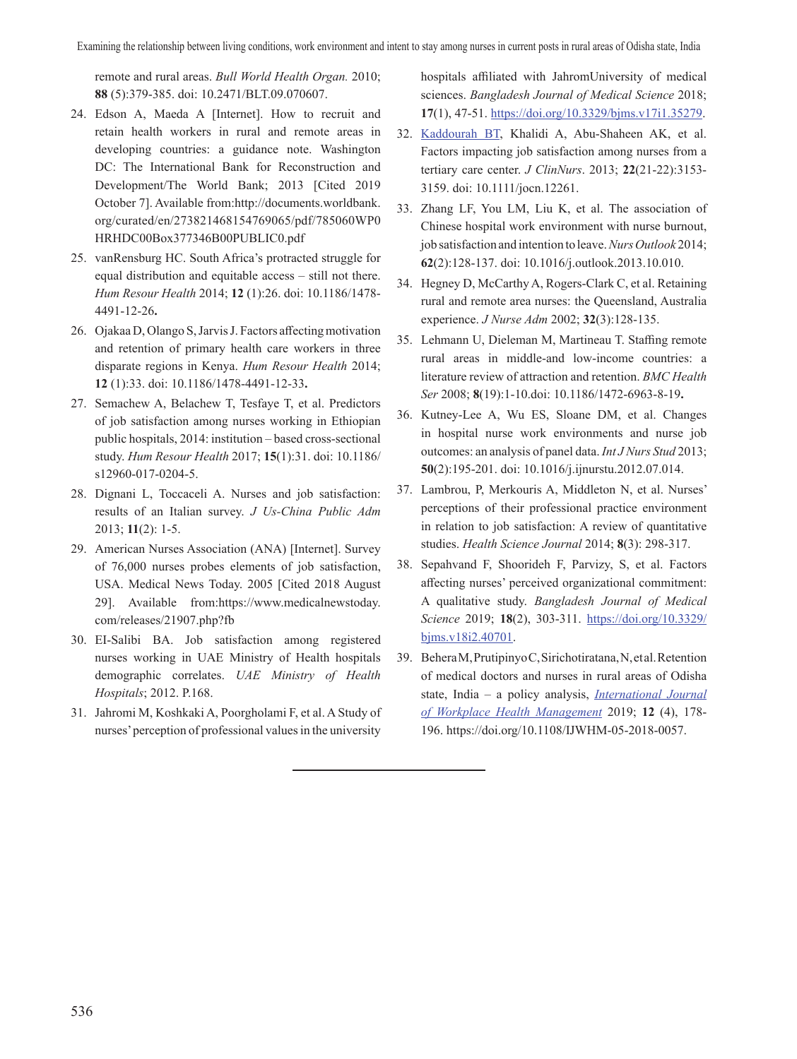remote and rural areas. *Bull World Health Organ.* 2010; **88** (5):379-385. doi: 10.2471/BLT.09.070607.

24. Edson A, Maeda A [Internet]. How to recruit and retain health workers in rural and remote areas in developing countries: a guidance note. Washington DC: The International Bank for Reconstruction and Development/The World Bank; 2013 [Cited 2019 October 7]. Available from:http://documents.worldbank.org/curated/en/273821468154769065/pdf/785060WP0HRHDC00Box377346B00PUBLIC0.pdf
25. vanRensburg HC. South Africa's protracted struggle for equal distribution and equitable access – still not there. *Hum Resour Health* 2014; **12** (1):26. doi: 10.1186/1478-4491-12-26**.**
26. Ojakaa D, Olango S, Jarvis J. Factors affecting motivation and retention of primary health care workers in three disparate regions in Kenya. *Hum Resour Health* 2014; **12** (1):33. doi: 10.1186/1478-4491-12-33**.**
27. Semachew A, Belachew T, Tesfaye T, et al. Predictors of job satisfaction among nurses working in Ethiopian public hospitals, 2014: institution – based cross-sectional study. *Hum Resour Health* 2017; **15**(1):31. doi: 10.1186/s12960-017-0204-5.
28. Dignani L, Toccaceli A. Nurses and job satisfaction: results of an Italian survey. *J Us-China Public Adm* 2013; **11**(2): 1-5.
29. American Nurses Association (ANA) [Internet]. Survey of 76,000 nurses probes elements of job satisfaction, USA. Medical News Today. 2005 [Cited 2018 August 29]. Available from:https://www.medicalnewstoday.com/releases/21907.php?fb
30. EI-Salibi BA. Job satisfaction among registered nurses working in UAE Ministry of Health hospitals demographic correlates. *UAE Ministry of Health Hospitals*; 2012. P.168.
31. Jahromi M, Koshkaki A, Poorgholami F, et al. A Study of nurses' perception of professional values in the university hospitals affiliated with JahromUniversity of medical sciences. *Bangladesh Journal of Medical Science* 2018; **17**(1), 47-51. https://doi.org/10.3329/bjms.v17i1.35279.
32. Kaddourah BT, Khalidi A, Abu-Shaheen AK, et al. Factors impacting job satisfaction among nurses from a tertiary care center. *J ClinNurs*. 2013; **22**(21-22):3153-3159. doi: 10.1111/jocn.12261.
33. Zhang LF, You LM, Liu K, et al. The association of Chinese hospital work environment with nurse burnout, job satisfaction and intention to leave. *Nurs Outlook* 2014; **62**(2):128-137. doi: 10.1016/j.outlook.2013.10.010.
34. Hegney D, McCarthy A, Rogers-Clark C, et al. Retaining rural and remote area nurses: the Queensland, Australia experience. *J Nurse Adm* 2002; **32**(3):128-135.
35. Lehmann U, Dieleman M, Martineau T. Staffing remote rural areas in middle-and low-income countries: a literature review of attraction and retention. *BMC Health Ser* 2008; **8**(19):1-10.doi: 10.1186/1472-6963-8-19**.**
36. Kutney-Lee A, Wu ES, Sloane DM, et al. Changes in hospital nurse work environments and nurse job outcomes: an analysis of panel data. *Int J Nurs Stud* 2013; **50**(2):195-201. doi: 10.1016/j.ijnurstu.2012.07.014.
37. Lambrou, P, Merkouris A, Middleton N, et al. Nurses' perceptions of their professional practice environment in relation to job satisfaction: A review of quantitative studies. *Health Science Journal* 2014; **8**(3): 298-317.
38. Sepahvand F, Shoorideh F, Parvizy, S, et al. Factors affecting nurses' perceived organizational commitment: A qualitative study. *Bangladesh Journal of Medical Science* 2019; **18**(2), 303-311. https://doi.org/10.3329/bjms.v18i2.40701.
39. Behera M, Prutipinyo C, Sirichotiratana, N, et al. Retention of medical doctors and nurses in rural areas of Odisha state, India – a policy analysis, *International Journal of Workplace Health Management* 2019; **12** (4), 178-196. https://doi.org/10.1108/IJWHM-05-2018-0057.